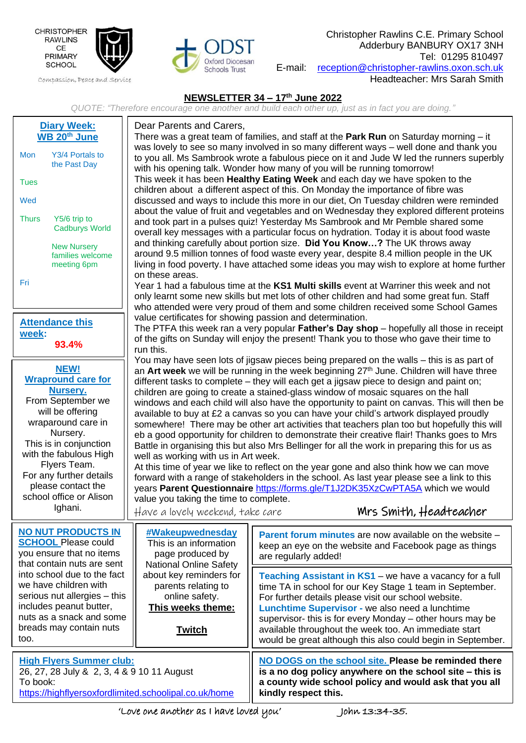CHRISTOPHER RAWLINS CE PRIMARY SCHOOL

Compassion, Peace and Service

ODST Oxford Diocesan Schools Trust

Christopher Rawlins C.E. Primary School
Adderbury BANBURY OX17 3NH
Tel: 01295 810497
E-mail: reception@christopher-rawlins.oxon.sch.uk
Headteacher: Mrs Sarah Smith

# NEWSLETTER 34 – 17th June 2022

*QUOTE: "Therefore encourage one another and build each other up, just as in fact you are doing."*

## Diary Week: WB 20th June

- **Mon** – Y3/4 Portals to the Past Day
- **Tues**
- **Wed**
- **Thurs** – Y5/6 trip to Cadburys World; New Nursery families welcome meeting 6pm
- **Fri**

## Attendance this week:

**93.4%**

## NEW! Wrapround care for Nursery.

From September we will be offering wraparound care in Nursery.
This is in conjunction with the fabulous High Flyers Team.
For any further details please contact the school office or Alison Ighani.

Dear Parents and Carers,

There was a great team of families, and staff at the **Park Run** on Saturday morning – it was lovely to see so many involved in so many different ways – well done and thank you to you all. Ms Sambrook wrote a fabulous piece on it and Jude W led the runners superbly with his opening talk. Wonder how many of you will be running tomorrow!

This week it has been **Healthy Eating Week** and each day we have spoken to the children about a different aspect of this. On Monday the importance of fibre was discussed and ways to include this more in our diet, On Tuesday children were reminded about the value of fruit and vegetables and on Wednesday they explored different proteins and took part in a pulses quiz! Yesterday Ms Sambrook and Mr Pemble shared some overall key messages with a particular focus on hydration. Today it is about food waste and thinking carefully about portion size. **Did You Know…?** The UK throws away around 9.5 million tonnes of food waste every year, despite 8.4 million people in the UK living in food poverty. I have attached some ideas you may wish to explore at home further on these areas.

Year 1 had a fabulous time at the **KS1 Multi skills** event at Warriner this week and not only learnt some new skills but met lots of other children and had some great fun. Staff who attended were very proud of them and some children received some School Games value certificates for showing passion and determination.

The PTFA this week ran a very popular **Father's Day shop** – hopefully all those in receipt of the gifts on Sunday will enjoy the present! Thank you to those who gave their time to run this.

You may have seen lots of jigsaw pieces being prepared on the walls – this is as part of an **Art week** we will be running in the week beginning 27th June. Children will have three different tasks to complete – they will each get a jigsaw piece to design and paint on; children are going to create a stained-glass window of mosaic squares on the hall windows and each child will also have the opportunity to paint on canvas. This will then be available to buy at £2 a canvas so you can have your child's artwork displayed proudly somewhere! There may be other art activities that teachers plan too but hopefully this will eb a good opportunity for children to demonstrate their creative flair! Thanks goes to Mrs Battle in organising this but also Mrs Bellinger for all the work in preparing this for us as well as working with us in Art week.

At this time of year we like to reflect on the year gone and also think how we can move forward with a range of stakeholders in the school. As last year please see a link to this years **Parent Questionnaire** https://forms.gle/T1J2DK35XzCwPTA5A which we would value you taking the time to complete.

*Have a lovely weekend, take care*

*Mrs Smith, Headteacher*

**NO NUT PRODUCTS IN SCHOOL** Please could you ensure that no items that contain nuts are sent into school due to the fact we have children with serious nut allergies – this includes peanut butter, nuts as a snack and some breads may contain nuts too.

**#Wakeupwednesday**
This is an information page produced by National Online Safety about key reminders for parents relating to online safety.
**This weeks theme:**
**Twitch**

**Parent forum minutes** are now available on the website – keep an eye on the website and Facebook page as things are regularly added!

**Teaching Assistant in KS1** – we have a vacancy for a full time TA in school for our Key Stage 1 team in September. For further details please visit our school website.
**Lunchtime Supervisor -** we also need a lunchtime supervisor- this is for every Monday – other hours may be available throughout the week too. An immediate start would be great although this also could begin in September.

**High Flyers Summer club:**
26, 27, 28 July & 2, 3, 4 & 9 10 11 August
To book:
https://highflyersoxfordlimited.schoolipal.co.uk/home

**NO DOGS on the school site. Please be reminded there is a no dog policy anywhere on the school site – this is a county wide school policy and would ask that you all kindly respect this.**

*'Love one another as I have loved you'* John 13:34-35.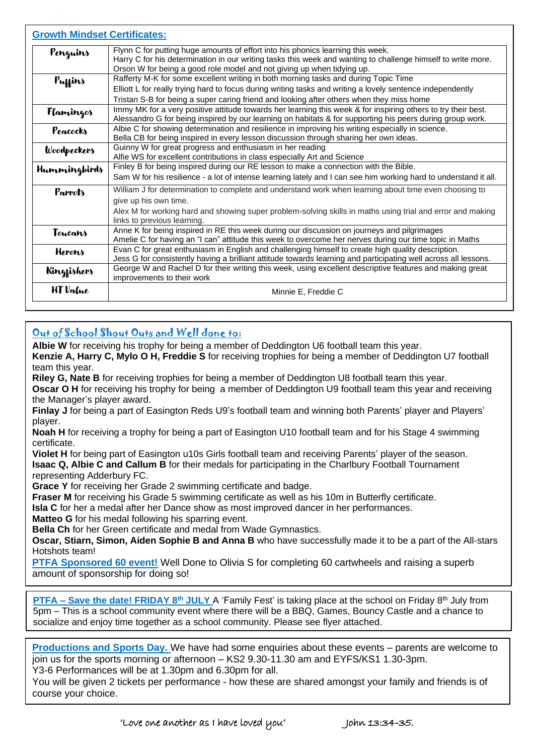## Growth Mindset Certificates:

| | |
|---|---|
| Penguins | Flynn C for putting huge amounts of effort into his phonics learning this week.<br>Harry C for his determination in our writing tasks this week and wanting to challenge himself to write more.<br>Orson W for being a good role model and not giving up when tidying up. |
| Puffins | Rafferty M-K for some excellent writing in both morning tasks and during Topic Time<br>Elliott L for really trying hard to focus during writing tasks and writing a lovely sentence independently<br>Tristan S-B for being a super caring friend and looking after others when they miss home |
| Flamingos | Immy MK for a very positive attitude towards her learning this week & for inspiring others to try their best.<br>Alessandro G for being inspired by our learning on habitats & for supporting his peers during group work. |
| Peacocks | Albie C for showing determination and resilience in improving his writing especially in science.<br>Bella CB for being inspired in every lesson discussion through sharing her own ideas. |
| Woodpeckers | Guinny W for great progress and enthusiasm in her reading<br>Alfie WS for excellent contributions in class especially Art and Science |
| Hummingbirds | Finley B for being inspired during our RE lesson to make a connection with the Bible.<br>Sam W for his resilience - a lot of intense learning lately and I can see him working hard to understand it all. |
| Parrots | William J for determination to complete and understand work when learning about time even choosing to give up his own time.<br>Alex M for working hard and showing super problem-solving skills in maths using trial and error and making links to previous learning. |
| Toucans | Anne K for being inspired in RE this week during our discussion on journeys and pilgrimages<br>Amelie C for having an "I can" attitude this week to overcome her nerves during our time topic in Maths |
| Herons | Evan C for great enthusiasm in English and challenging himself to create high quality description.<br>Jess G for consistently having a brilliant attitude towards learning and participating well across all lessons. |
| Kingfishers | George W and Rachel D for their writing this week, using excellent descriptive features and making great improvements to their work |
| HT Value | Minnie E, Freddie C |

## Out of School Shout Outs and Well done to:

**Albie W** for receiving his trophy for being a member of Deddington U6 football team this year.
**Kenzie A, Harry C, Mylo O H, Freddie S** for receiving trophies for being a member of Deddington U7 football team this year.
**Riley G, Nate B** for receiving trophies for being a member of Deddington U8 football team this year.
**Oscar O H** for receiving his trophy for being a member of Deddington U9 football team this year and receiving the Manager's player award.
**Finlay J** for being a part of Easington Reds U9's football team and winning both Parents' player and Players' player.
**Noah H** for receiving a trophy for being a part of Easington U10 football team and for his Stage 4 swimming certificate.
**Violet H** for being part of Easington u10s Girls football team and receiving Parents' player of the season.
**Isaac Q, Albie C and Callum B** for their medals for participating in the Charlbury Football Tournament representing Adderbury FC.
**Grace Y** for receiving her Grade 2 swimming certificate and badge.
**Fraser M** for receiving his Grade 5 swimming certificate as well as his 10m in Butterfly certificate.
**Isla C** for her a medal after her Dance show as most improved dancer in her performances.
**Matteo G** for his medal following his sparring event.
**Bella Ch** for her Green certificate and medal from Wade Gymnastics.
**Oscar, Stiarn, Simon, Aiden Sophie B and Anna B** who have successfully made it to be a part of the All-stars Hotshots team!
**PTFA Sponsored 60 event!** Well Done to Olivia S for completing 60 cartwheels and raising a superb amount of sponsorship for doing so!

**PTFA – Save the date! FRIDAY 8th JULY** A 'Family Fest' is taking place at the school on Friday 8th July from 5pm – This is a school community event where there will be a BBQ, Games, Bouncy Castle and a chance to socialize and enjoy time together as a school community. Please see flyer attached.

**Productions and Sports Day.** We have had some enquiries about these events – parents are welcome to join us for the sports morning or afternoon – KS2 9.30-11.30 am and EYFS/KS1 1.30-3pm.
Y3-6 Performances will be at 1.30pm and 6.30pm for all.
You will be given 2 tickets per performance - how these are shared amongst your family and friends is of course your choice.

'Love one another as I have loved you' John 13:34-35.